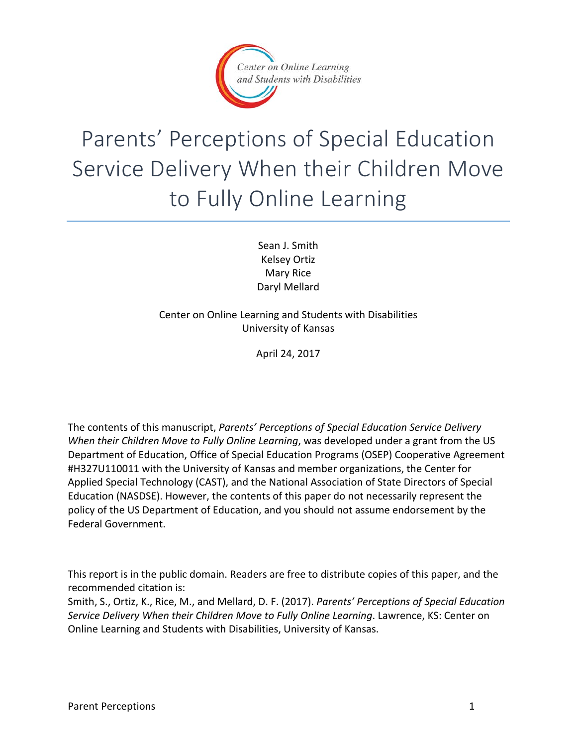Center on Online Learning and Students with Disabilities

# Parents' Perceptions of Special Education Service Delivery When their Children Move to Fully Online Learning

Sean J. Smith
Kelsey Ortiz
Mary Rice
Daryl Mellard

Center on Online Learning and Students with Disabilities
University of Kansas

April 24, 2017

The contents of this manuscript, *Parents' Perceptions of Special Education Service Delivery When their Children Move to Fully Online Learning*, was developed under a grant from the US Department of Education, Office of Special Education Programs (OSEP) Cooperative Agreement #H327U110011 with the University of Kansas and member organizations, the Center for Applied Special Technology (CAST), and the National Association of State Directors of Special Education (NASDSE). However, the contents of this paper do not necessarily represent the policy of the US Department of Education, and you should not assume endorsement by the Federal Government.

This report is in the public domain. Readers are free to distribute copies of this paper, and the recommended citation is:
Smith, S., Ortiz, K., Rice, M., and Mellard, D. F. (2017). *Parents' Perceptions of Special Education Service Delivery When their Children Move to Fully Online Learning*. Lawrence, KS: Center on Online Learning and Students with Disabilities, University of Kansas.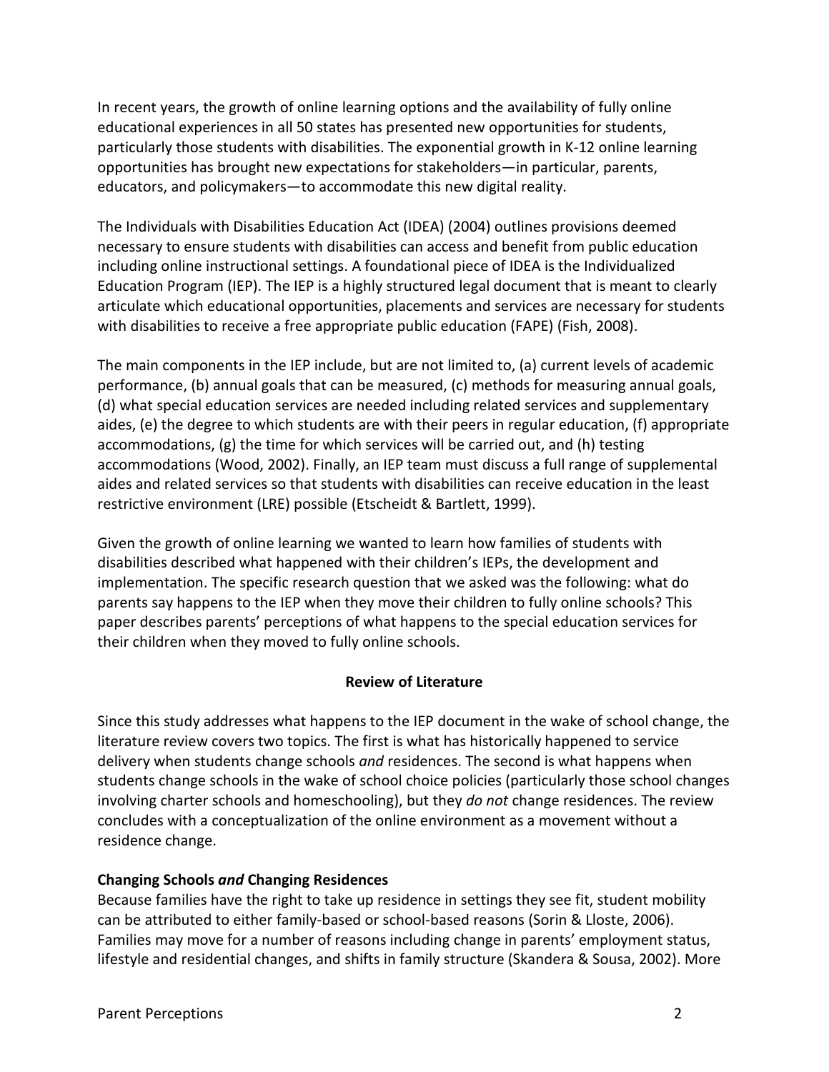In recent years, the growth of online learning options and the availability of fully online educational experiences in all 50 states has presented new opportunities for students, particularly those students with disabilities. The exponential growth in K-12 online learning opportunities has brought new expectations for stakeholders—in particular, parents, educators, and policymakers—to accommodate this new digital reality.

The Individuals with Disabilities Education Act (IDEA) (2004) outlines provisions deemed necessary to ensure students with disabilities can access and benefit from public education including online instructional settings. A foundational piece of IDEA is the Individualized Education Program (IEP). The IEP is a highly structured legal document that is meant to clearly articulate which educational opportunities, placements and services are necessary for students with disabilities to receive a free appropriate public education (FAPE) (Fish, 2008).

The main components in the IEP include, but are not limited to, (a) current levels of academic performance, (b) annual goals that can be measured, (c) methods for measuring annual goals, (d) what special education services are needed including related services and supplementary aides, (e) the degree to which students are with their peers in regular education, (f) appropriate accommodations, (g) the time for which services will be carried out, and (h) testing accommodations (Wood, 2002). Finally, an IEP team must discuss a full range of supplemental aides and related services so that students with disabilities can receive education in the least restrictive environment (LRE) possible (Etscheidt & Bartlett, 1999).

Given the growth of online learning we wanted to learn how families of students with disabilities described what happened with their children's IEPs, the development and implementation. The specific research question that we asked was the following: what do parents say happens to the IEP when they move their children to fully online schools? This paper describes parents' perceptions of what happens to the special education services for their children when they moved to fully online schools.

## Review of Literature

Since this study addresses what happens to the IEP document in the wake of school change, the literature review covers two topics. The first is what has historically happened to service delivery when students change schools *and* residences. The second is what happens when students change schools in the wake of school choice policies (particularly those school changes involving charter schools and homeschooling), but they *do not* change residences. The review concludes with a conceptualization of the online environment as a movement without a residence change.

### Changing Schools *and* Changing Residences

Because families have the right to take up residence in settings they see fit, student mobility can be attributed to either family-based or school-based reasons (Sorin & Lloste, 2006). Families may move for a number of reasons including change in parents' employment status, lifestyle and residential changes, and shifts in family structure (Skandera & Sousa, 2002). More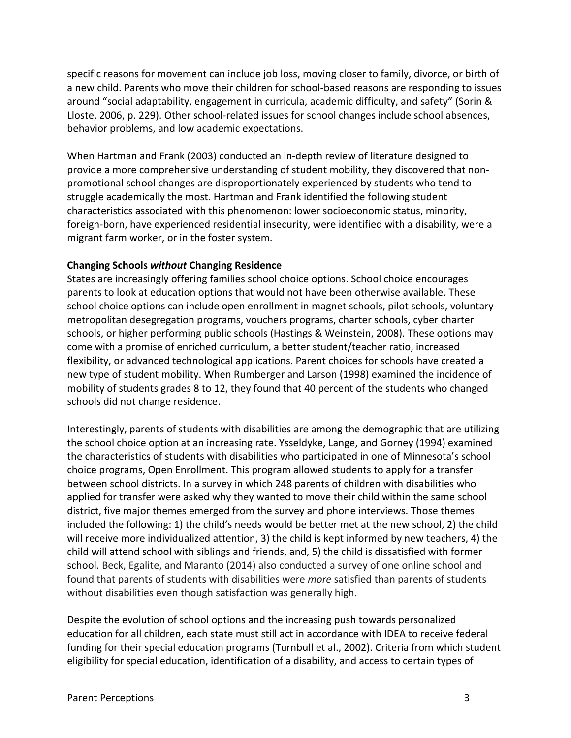specific reasons for movement can include job loss, moving closer to family, divorce, or birth of a new child. Parents who move their children for school-based reasons are responding to issues around "social adaptability, engagement in curricula, academic difficulty, and safety" (Sorin & Lloste, 2006, p. 229). Other school-related issues for school changes include school absences, behavior problems, and low academic expectations.

When Hartman and Frank (2003) conducted an in-depth review of literature designed to provide a more comprehensive understanding of student mobility, they discovered that non-promotional school changes are disproportionately experienced by students who tend to struggle academically the most. Hartman and Frank identified the following student characteristics associated with this phenomenon: lower socioeconomic status, minority, foreign-born, have experienced residential insecurity, were identified with a disability, were a migrant farm worker, or in the foster system.

**Changing Schools *without* Changing Residence**

States are increasingly offering families school choice options. School choice encourages parents to look at education options that would not have been otherwise available. These school choice options can include open enrollment in magnet schools, pilot schools, voluntary metropolitan desegregation programs, vouchers programs, charter schools, cyber charter schools, or higher performing public schools (Hastings & Weinstein, 2008). These options may come with a promise of enriched curriculum, a better student/teacher ratio, increased flexibility, or advanced technological applications. Parent choices for schools have created a new type of student mobility. When Rumberger and Larson (1998) examined the incidence of mobility of students grades 8 to 12, they found that 40 percent of the students who changed schools did not change residence.

Interestingly, parents of students with disabilities are among the demographic that are utilizing the school choice option at an increasing rate. Ysseldyke, Lange, and Gorney (1994) examined the characteristics of students with disabilities who participated in one of Minnesota's school choice programs, Open Enrollment. This program allowed students to apply for a transfer between school districts. In a survey in which 248 parents of children with disabilities who applied for transfer were asked why they wanted to move their child within the same school district, five major themes emerged from the survey and phone interviews. Those themes included the following: 1) the child's needs would be better met at the new school, 2) the child will receive more individualized attention, 3) the child is kept informed by new teachers, 4) the child will attend school with siblings and friends, and, 5) the child is dissatisfied with former school. Beck, Egalite, and Maranto (2014) also conducted a survey of one online school and found that parents of students with disabilities were *more* satisfied than parents of students without disabilities even though satisfaction was generally high.

Despite the evolution of school options and the increasing push towards personalized education for all children, each state must still act in accordance with IDEA to receive federal funding for their special education programs (Turnbull et al., 2002). Criteria from which student eligibility for special education, identification of a disability, and access to certain types of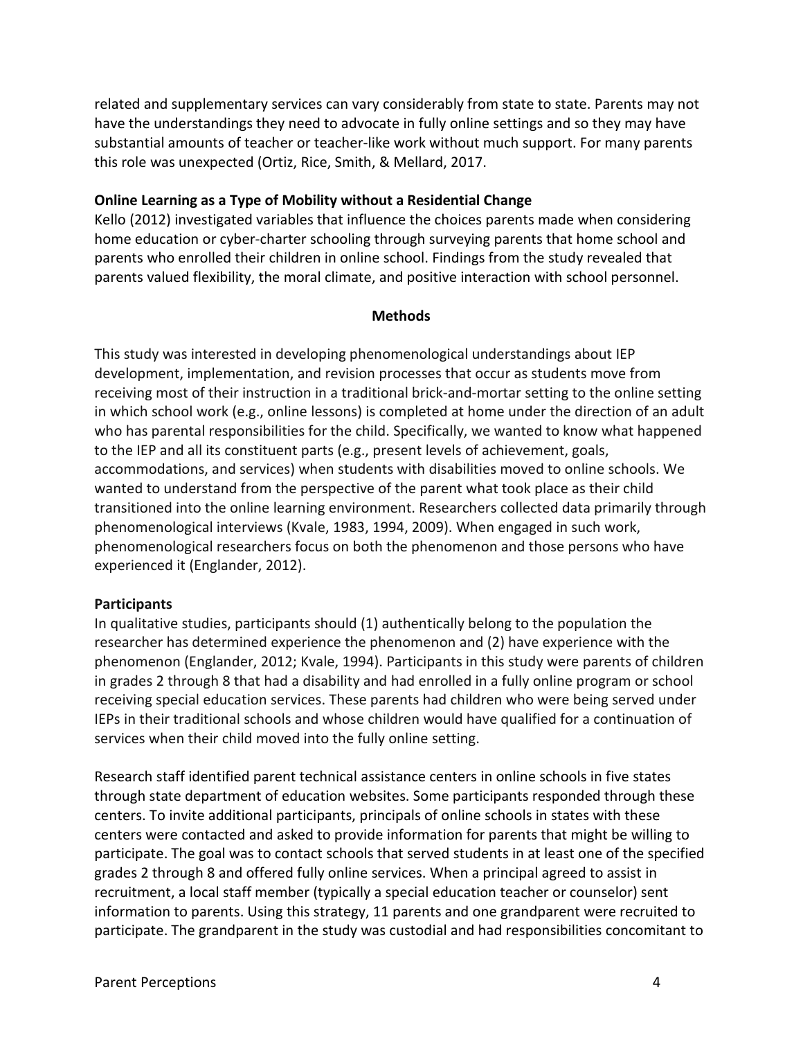related and supplementary services can vary considerably from state to state. Parents may not have the understandings they need to advocate in fully online settings and so they may have substantial amounts of teacher or teacher-like work without much support. For many parents this role was unexpected (Ortiz, Rice, Smith, & Mellard, 2017.

### Online Learning as a Type of Mobility without a Residential Change

Kello (2012) investigated variables that influence the choices parents made when considering home education or cyber-charter schooling through surveying parents that home school and parents who enrolled their children in online school. Findings from the study revealed that parents valued flexibility, the moral climate, and positive interaction with school personnel.

## Methods

This study was interested in developing phenomenological understandings about IEP development, implementation, and revision processes that occur as students move from receiving most of their instruction in a traditional brick-and-mortar setting to the online setting in which school work (e.g., online lessons) is completed at home under the direction of an adult who has parental responsibilities for the child. Specifically, we wanted to know what happened to the IEP and all its constituent parts (e.g., present levels of achievement, goals, accommodations, and services) when students with disabilities moved to online schools. We wanted to understand from the perspective of the parent what took place as their child transitioned into the online learning environment. Researchers collected data primarily through phenomenological interviews (Kvale, 1983, 1994, 2009). When engaged in such work, phenomenological researchers focus on both the phenomenon and those persons who have experienced it (Englander, 2012).

### Participants

In qualitative studies, participants should (1) authentically belong to the population the researcher has determined experience the phenomenon and (2) have experience with the phenomenon (Englander, 2012; Kvale, 1994). Participants in this study were parents of children in grades 2 through 8 that had a disability and had enrolled in a fully online program or school receiving special education services. These parents had children who were being served under IEPs in their traditional schools and whose children would have qualified for a continuation of services when their child moved into the fully online setting.

Research staff identified parent technical assistance centers in online schools in five states through state department of education websites. Some participants responded through these centers. To invite additional participants, principals of online schools in states with these centers were contacted and asked to provide information for parents that might be willing to participate. The goal was to contact schools that served students in at least one of the specified grades 2 through 8 and offered fully online services. When a principal agreed to assist in recruitment, a local staff member (typically a special education teacher or counselor) sent information to parents. Using this strategy, 11 parents and one grandparent were recruited to participate. The grandparent in the study was custodial and had responsibilities concomitant to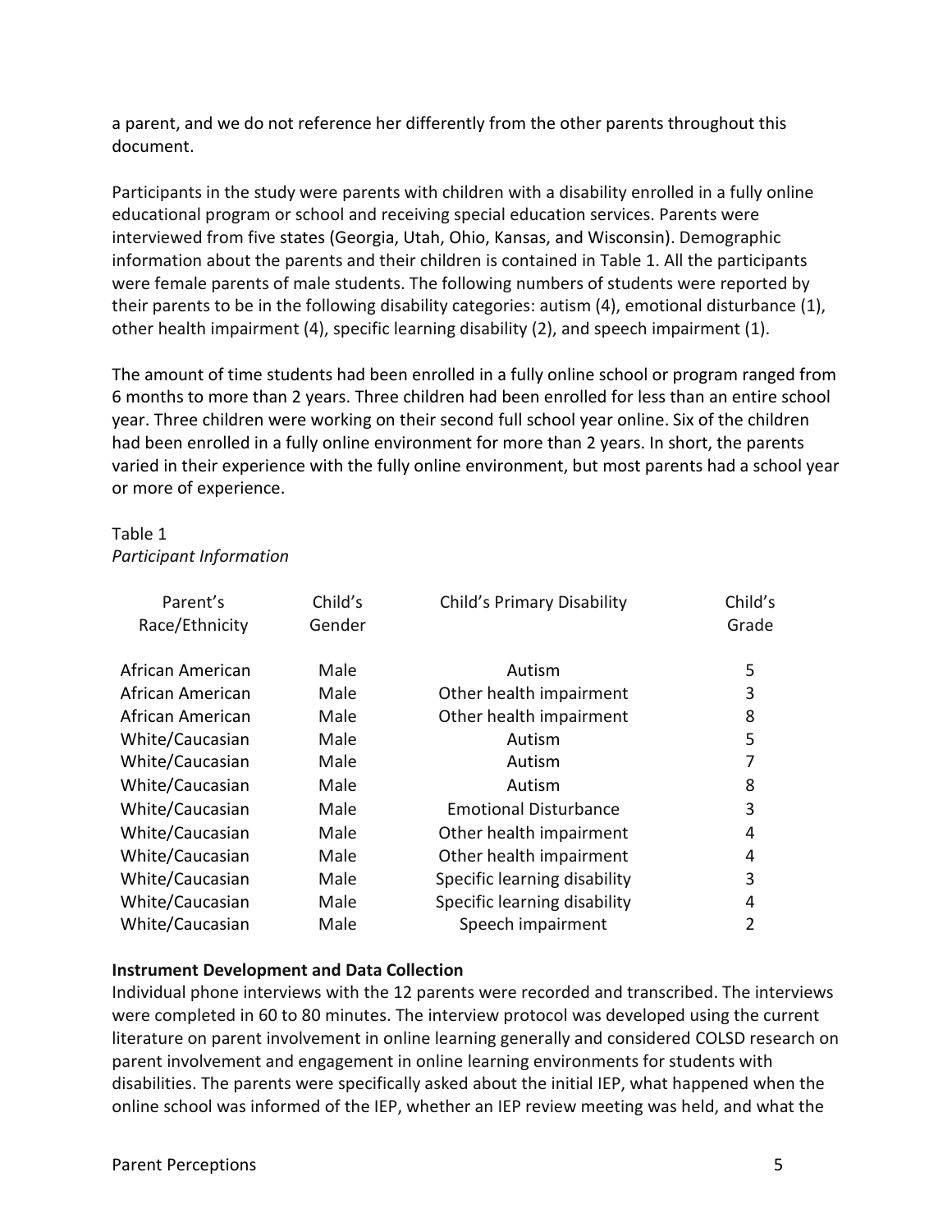a parent, and we do not reference her differently from the other parents throughout this document.

Participants in the study were parents with children with a disability enrolled in a fully online educational program or school and receiving special education services. Parents were interviewed from five states (Georgia, Utah, Ohio, Kansas, and Wisconsin). Demographic information about the parents and their children is contained in Table 1. All the participants were female parents of male students. The following numbers of students were reported by their parents to be in the following disability categories: autism (4), emotional disturbance (1), other health impairment (4), specific learning disability (2), and speech impairment (1).

The amount of time students had been enrolled in a fully online school or program ranged from 6 months to more than 2 years. Three children had been enrolled for less than an entire school year. Three children were working on their second full school year online. Six of the children had been enrolled in a fully online environment for more than 2 years. In short, the parents varied in their experience with the fully online environment, but most parents had a school year or more of experience.

Table 1
*Participant Information*

| Parent's Race/Ethnicity | Child's Gender | Child's Primary Disability | Child's Grade |
|---|---|---|---|
| African American | Male | Autism | 5 |
| African American | Male | Other health impairment | 3 |
| African American | Male | Other health impairment | 8 |
| White/Caucasian | Male | Autism | 5 |
| White/Caucasian | Male | Autism | 7 |
| White/Caucasian | Male | Autism | 8 |
| White/Caucasian | Male | Emotional Disturbance | 3 |
| White/Caucasian | Male | Other health impairment | 4 |
| White/Caucasian | Male | Other health impairment | 4 |
| White/Caucasian | Male | Specific learning disability | 3 |
| White/Caucasian | Male | Specific learning disability | 4 |
| White/Caucasian | Male | Speech impairment | 2 |

**Instrument Development and Data Collection**

Individual phone interviews with the 12 parents were recorded and transcribed. The interviews were completed in 60 to 80 minutes. The interview protocol was developed using the current literature on parent involvement in online learning generally and considered COLSD research on parent involvement and engagement in online learning environments for students with disabilities. The parents were specifically asked about the initial IEP, what happened when the online school was informed of the IEP, whether an IEP review meeting was held, and what the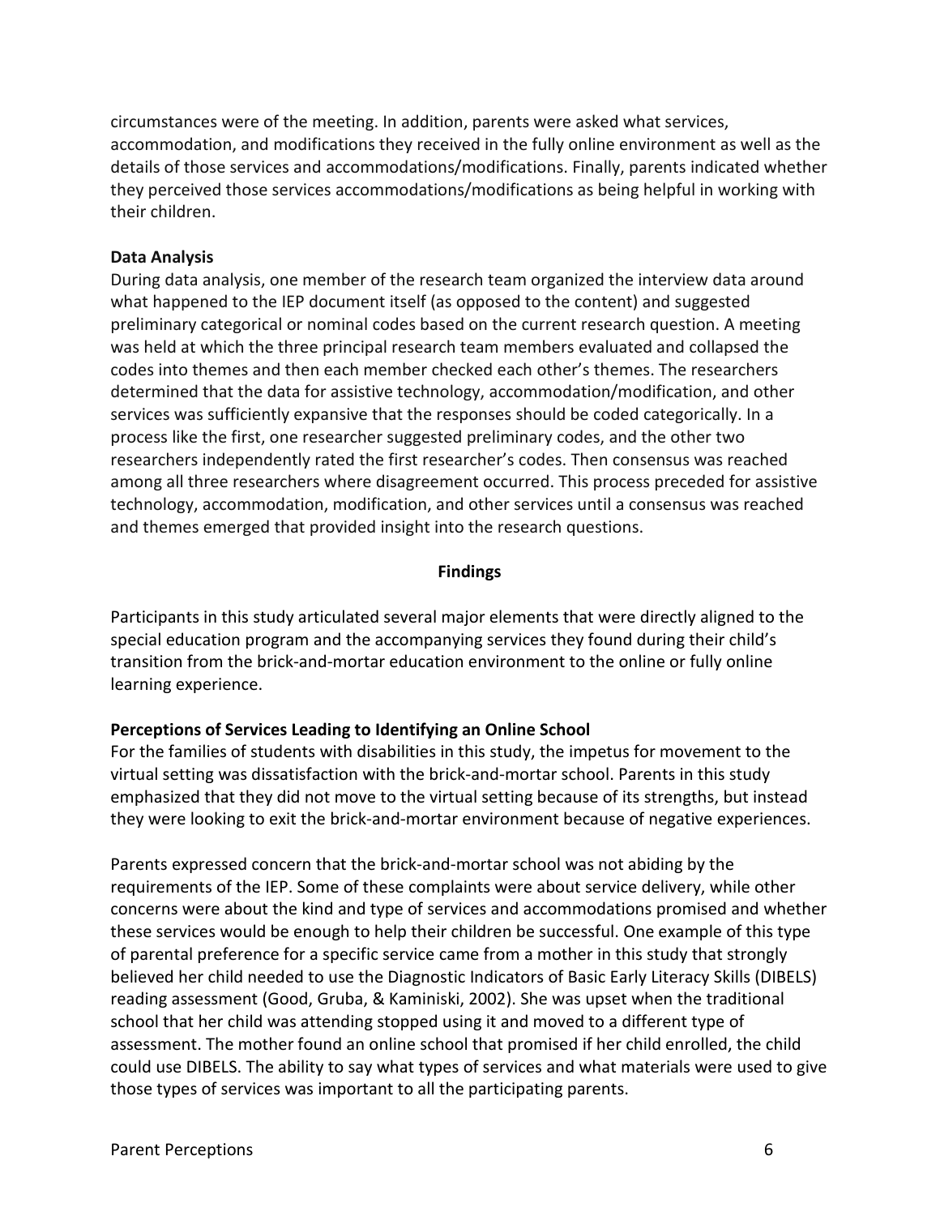circumstances were of the meeting. In addition, parents were asked what services, accommodation, and modifications they received in the fully online environment as well as the details of those services and accommodations/modifications. Finally, parents indicated whether they perceived those services accommodations/modifications as being helpful in working with their children.

### Data Analysis

During data analysis, one member of the research team organized the interview data around what happened to the IEP document itself (as opposed to the content) and suggested preliminary categorical or nominal codes based on the current research question. A meeting was held at which the three principal research team members evaluated and collapsed the codes into themes and then each member checked each other's themes. The researchers determined that the data for assistive technology, accommodation/modification, and other services was sufficiently expansive that the responses should be coded categorically. In a process like the first, one researcher suggested preliminary codes, and the other two researchers independently rated the first researcher's codes. Then consensus was reached among all three researchers where disagreement occurred. This process preceded for assistive technology, accommodation, modification, and other services until a consensus was reached and themes emerged that provided insight into the research questions.

## Findings

Participants in this study articulated several major elements that were directly aligned to the special education program and the accompanying services they found during their child's transition from the brick-and-mortar education environment to the online or fully online learning experience.

### Perceptions of Services Leading to Identifying an Online School

For the families of students with disabilities in this study, the impetus for movement to the virtual setting was dissatisfaction with the brick-and-mortar school. Parents in this study emphasized that they did not move to the virtual setting because of its strengths, but instead they were looking to exit the brick-and-mortar environment because of negative experiences.

Parents expressed concern that the brick-and-mortar school was not abiding by the requirements of the IEP. Some of these complaints were about service delivery, while other concerns were about the kind and type of services and accommodations promised and whether these services would be enough to help their children be successful. One example of this type of parental preference for a specific service came from a mother in this study that strongly believed her child needed to use the Diagnostic Indicators of Basic Early Literacy Skills (DIBELS) reading assessment (Good, Gruba, & Kaminiski, 2002). She was upset when the traditional school that her child was attending stopped using it and moved to a different type of assessment. The mother found an online school that promised if her child enrolled, the child could use DIBELS. The ability to say what types of services and what materials were used to give those types of services was important to all the participating parents.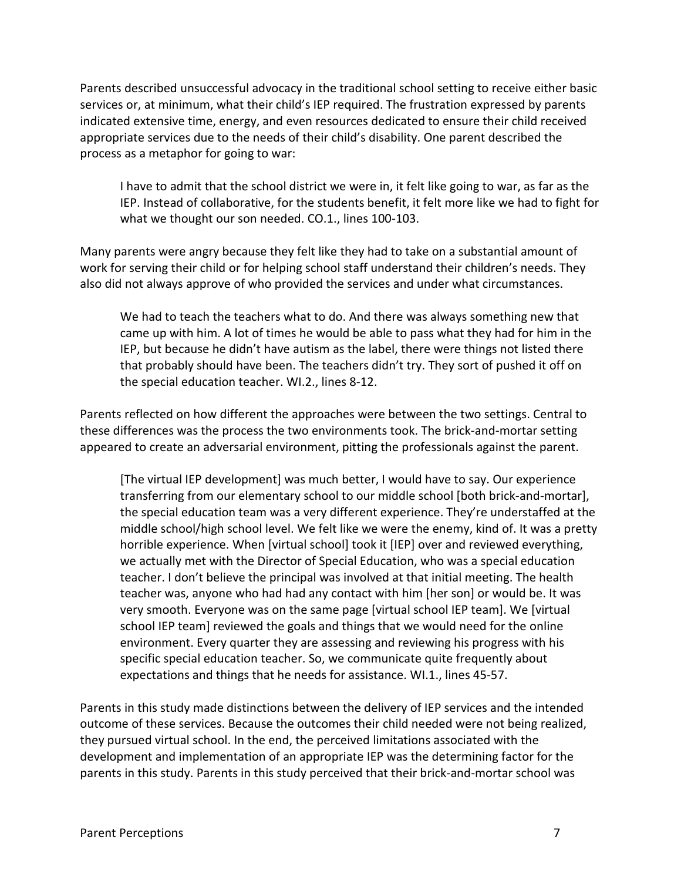Parents described unsuccessful advocacy in the traditional school setting to receive either basic services or, at minimum, what their child's IEP required. The frustration expressed by parents indicated extensive time, energy, and even resources dedicated to ensure their child received appropriate services due to the needs of their child's disability. One parent described the process as a metaphor for going to war:

> I have to admit that the school district we were in, it felt like going to war, as far as the IEP. Instead of collaborative, for the students benefit, it felt more like we had to fight for what we thought our son needed. CO.1., lines 100-103.

Many parents were angry because they felt like they had to take on a substantial amount of work for serving their child or for helping school staff understand their children's needs. They also did not always approve of who provided the services and under what circumstances.

> We had to teach the teachers what to do. And there was always something new that came up with him. A lot of times he would be able to pass what they had for him in the IEP, but because he didn't have autism as the label, there were things not listed there that probably should have been. The teachers didn't try. They sort of pushed it off on the special education teacher. WI.2., lines 8-12.

Parents reflected on how different the approaches were between the two settings. Central to these differences was the process the two environments took. The brick-and-mortar setting appeared to create an adversarial environment, pitting the professionals against the parent.

> [The virtual IEP development] was much better, I would have to say. Our experience transferring from our elementary school to our middle school [both brick-and-mortar], the special education team was a very different experience. They're understaffed at the middle school/high school level. We felt like we were the enemy, kind of. It was a pretty horrible experience. When [virtual school] took it [IEP] over and reviewed everything, we actually met with the Director of Special Education, who was a special education teacher. I don't believe the principal was involved at that initial meeting. The health teacher was, anyone who had had any contact with him [her son] or would be. It was very smooth. Everyone was on the same page [virtual school IEP team]. We [virtual school IEP team] reviewed the goals and things that we would need for the online environment. Every quarter they are assessing and reviewing his progress with his specific special education teacher. So, we communicate quite frequently about expectations and things that he needs for assistance. WI.1., lines 45-57.

Parents in this study made distinctions between the delivery of IEP services and the intended outcome of these services. Because the outcomes their child needed were not being realized, they pursued virtual school. In the end, the perceived limitations associated with the development and implementation of an appropriate IEP was the determining factor for the parents in this study. Parents in this study perceived that their brick-and-mortar school was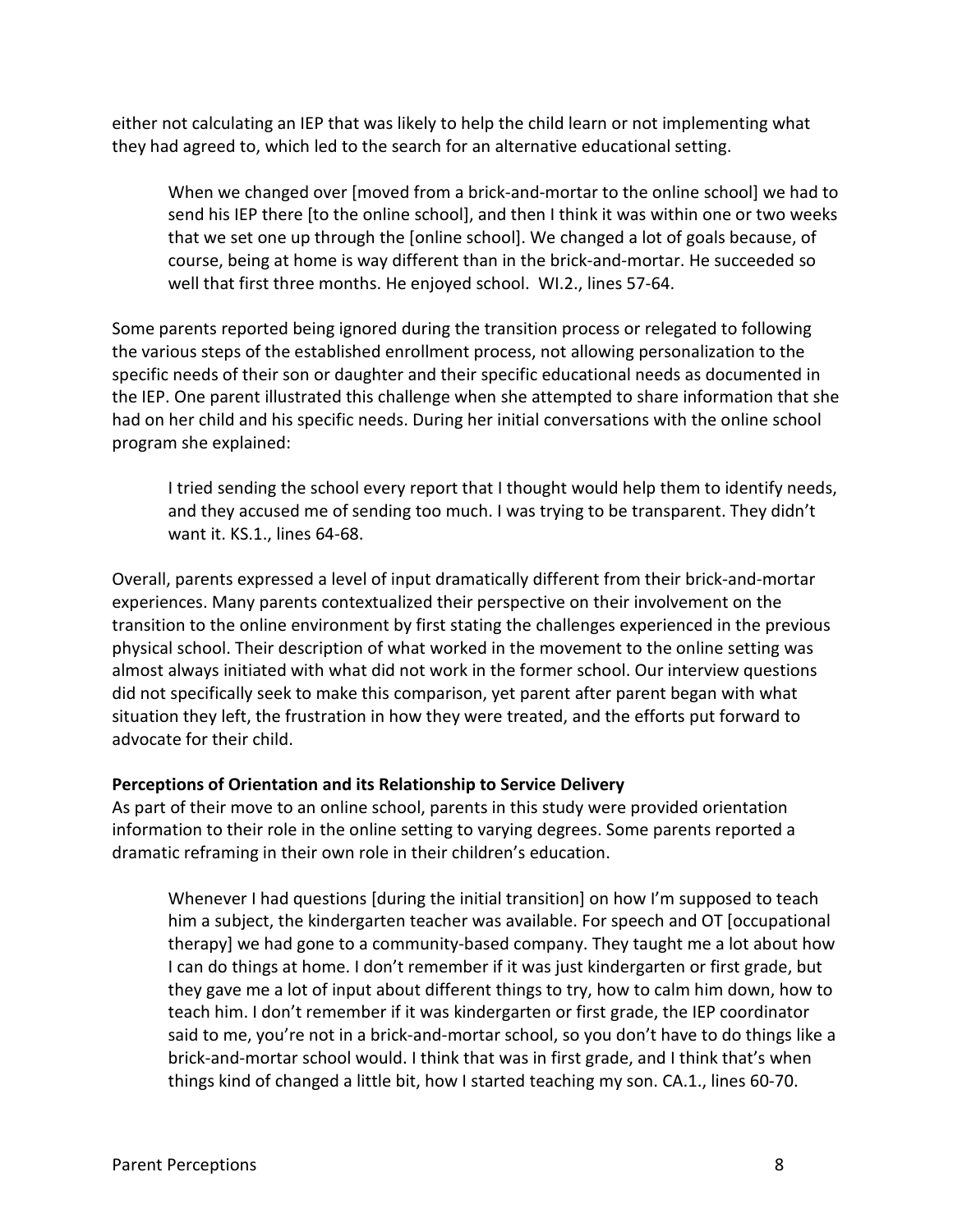either not calculating an IEP that was likely to help the child learn or not implementing what they had agreed to, which led to the search for an alternative educational setting.

> When we changed over [moved from a brick-and-mortar to the online school] we had to send his IEP there [to the online school], and then I think it was within one or two weeks that we set one up through the [online school]. We changed a lot of goals because, of course, being at home is way different than in the brick-and-mortar. He succeeded so well that first three months. He enjoyed school. WI.2., lines 57-64.

Some parents reported being ignored during the transition process or relegated to following the various steps of the established enrollment process, not allowing personalization to the specific needs of their son or daughter and their specific educational needs as documented in the IEP. One parent illustrated this challenge when she attempted to share information that she had on her child and his specific needs. During her initial conversations with the online school program she explained:

> I tried sending the school every report that I thought would help them to identify needs, and they accused me of sending too much. I was trying to be transparent. They didn't want it. KS.1., lines 64-68.

Overall, parents expressed a level of input dramatically different from their brick-and-mortar experiences. Many parents contextualized their perspective on their involvement on the transition to the online environment by first stating the challenges experienced in the previous physical school. Their description of what worked in the movement to the online setting was almost always initiated with what did not work in the former school. Our interview questions did not specifically seek to make this comparison, yet parent after parent began with what situation they left, the frustration in how they were treated, and the efforts put forward to advocate for their child.

**Perceptions of Orientation and its Relationship to Service Delivery**

As part of their move to an online school, parents in this study were provided orientation information to their role in the online setting to varying degrees. Some parents reported a dramatic reframing in their own role in their children's education.

> Whenever I had questions [during the initial transition] on how I'm supposed to teach him a subject, the kindergarten teacher was available. For speech and OT [occupational therapy] we had gone to a community-based company. They taught me a lot about how I can do things at home. I don't remember if it was just kindergarten or first grade, but they gave me a lot of input about different things to try, how to calm him down, how to teach him. I don't remember if it was kindergarten or first grade, the IEP coordinator said to me, you're not in a brick-and-mortar school, so you don't have to do things like a brick-and-mortar school would. I think that was in first grade, and I think that's when things kind of changed a little bit, how I started teaching my son. CA.1., lines 60-70.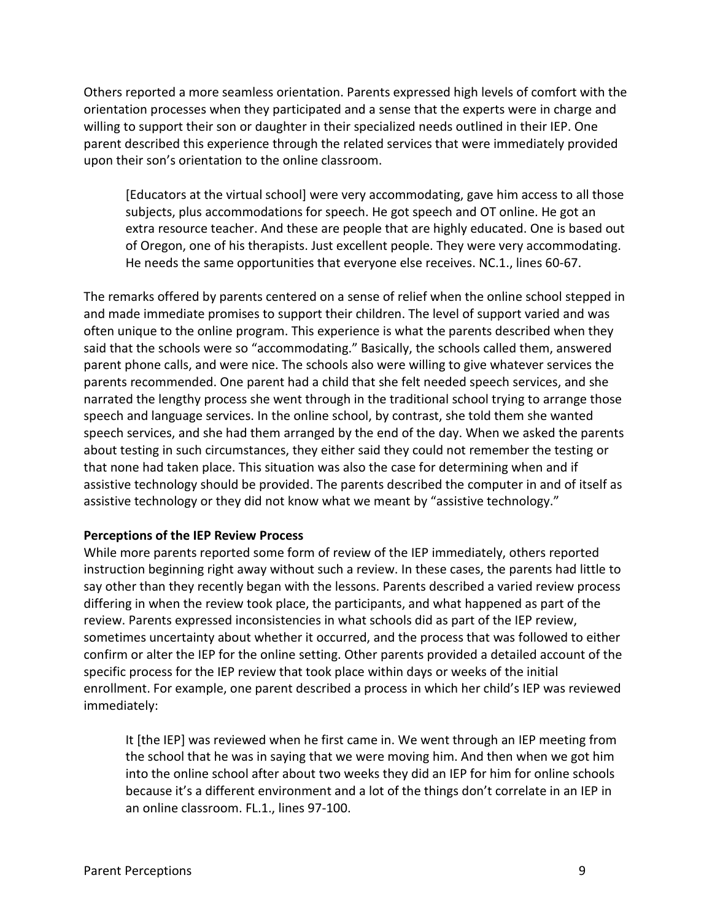Others reported a more seamless orientation. Parents expressed high levels of comfort with the orientation processes when they participated and a sense that the experts were in charge and willing to support their son or daughter in their specialized needs outlined in their IEP. One parent described this experience through the related services that were immediately provided upon their son's orientation to the online classroom.

> [Educators at the virtual school] were very accommodating, gave him access to all those subjects, plus accommodations for speech. He got speech and OT online. He got an extra resource teacher. And these are people that are highly educated. One is based out of Oregon, one of his therapists. Just excellent people. They were very accommodating. He needs the same opportunities that everyone else receives. NC.1., lines 60-67.

The remarks offered by parents centered on a sense of relief when the online school stepped in and made immediate promises to support their children. The level of support varied and was often unique to the online program. This experience is what the parents described when they said that the schools were so "accommodating." Basically, the schools called them, answered parent phone calls, and were nice. The schools also were willing to give whatever services the parents recommended. One parent had a child that she felt needed speech services, and she narrated the lengthy process she went through in the traditional school trying to arrange those speech and language services. In the online school, by contrast, she told them she wanted speech services, and she had them arranged by the end of the day. When we asked the parents about testing in such circumstances, they either said they could not remember the testing or that none had taken place. This situation was also the case for determining when and if assistive technology should be provided. The parents described the computer in and of itself as assistive technology or they did not know what we meant by "assistive technology."

**Perceptions of the IEP Review Process**

While more parents reported some form of review of the IEP immediately, others reported instruction beginning right away without such a review. In these cases, the parents had little to say other than they recently began with the lessons. Parents described a varied review process differing in when the review took place, the participants, and what happened as part of the review. Parents expressed inconsistencies in what schools did as part of the IEP review, sometimes uncertainty about whether it occurred, and the process that was followed to either confirm or alter the IEP for the online setting. Other parents provided a detailed account of the specific process for the IEP review that took place within days or weeks of the initial enrollment. For example, one parent described a process in which her child's IEP was reviewed immediately:

> It [the IEP] was reviewed when he first came in. We went through an IEP meeting from the school that he was in saying that we were moving him. And then when we got him into the online school after about two weeks they did an IEP for him for online schools because it's a different environment and a lot of the things don't correlate in an IEP in an online classroom. FL.1., lines 97-100.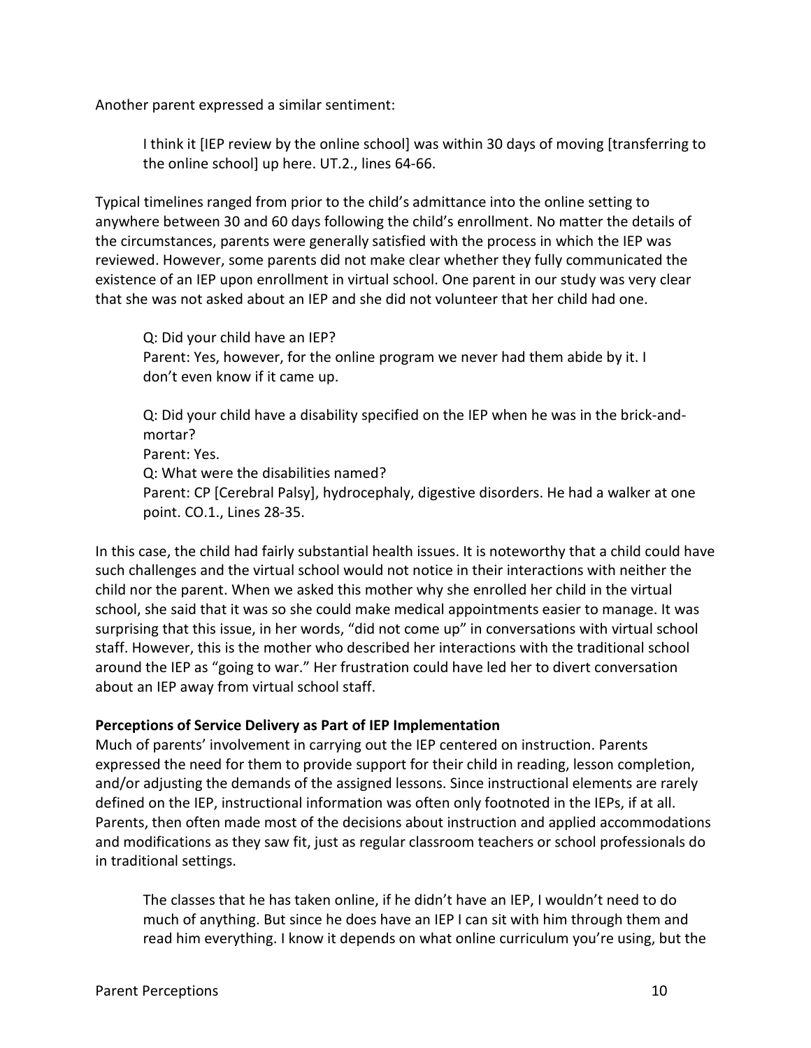Another parent expressed a similar sentiment:

> I think it [IEP review by the online school] was within 30 days of moving [transferring to the online school] up here. UT.2., lines 64-66.

Typical timelines ranged from prior to the child's admittance into the online setting to anywhere between 30 and 60 days following the child's enrollment. No matter the details of the circumstances, parents were generally satisfied with the process in which the IEP was reviewed. However, some parents did not make clear whether they fully communicated the existence of an IEP upon enrollment in virtual school. One parent in our study was very clear that she was not asked about an IEP and she did not volunteer that her child had one.

> Q: Did your child have an IEP?
> Parent: Yes, however, for the online program we never had them abide by it. I don't even know if it came up.
>
> Q: Did your child have a disability specified on the IEP when he was in the brick-and-mortar?
> Parent: Yes.
> Q: What were the disabilities named?
> Parent: CP [Cerebral Palsy], hydrocephaly, digestive disorders. He had a walker at one point. CO.1., Lines 28-35.

In this case, the child had fairly substantial health issues. It is noteworthy that a child could have such challenges and the virtual school would not notice in their interactions with neither the child nor the parent. When we asked this mother why she enrolled her child in the virtual school, she said that it was so she could make medical appointments easier to manage. It was surprising that this issue, in her words, "did not come up" in conversations with virtual school staff. However, this is the mother who described her interactions with the traditional school around the IEP as "going to war." Her frustration could have led her to divert conversation about an IEP away from virtual school staff.

**Perceptions of Service Delivery as Part of IEP Implementation**

Much of parents' involvement in carrying out the IEP centered on instruction. Parents expressed the need for them to provide support for their child in reading, lesson completion, and/or adjusting the demands of the assigned lessons. Since instructional elements are rarely defined on the IEP, instructional information was often only footnoted in the IEPs, if at all. Parents, then often made most of the decisions about instruction and applied accommodations and modifications as they saw fit, just as regular classroom teachers or school professionals do in traditional settings.

> The classes that he has taken online, if he didn't have an IEP, I wouldn't need to do much of anything. But since he does have an IEP I can sit with him through them and read him everything. I know it depends on what online curriculum you're using, but the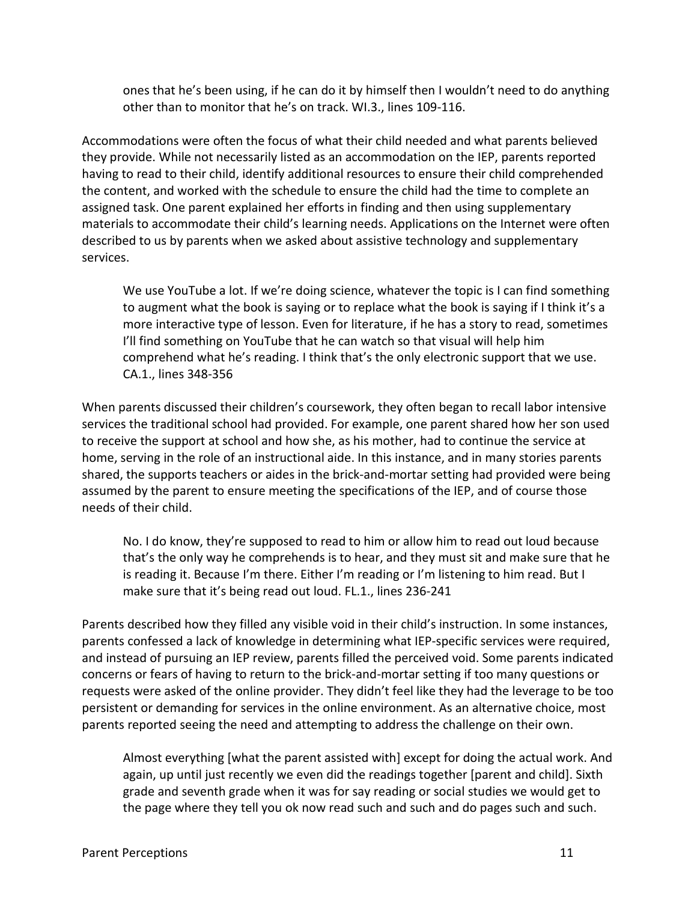> ones that he's been using, if he can do it by himself then I wouldn't need to do anything other than to monitor that he's on track. WI.3., lines 109-116.

Accommodations were often the focus of what their child needed and what parents believed they provide. While not necessarily listed as an accommodation on the IEP, parents reported having to read to their child, identify additional resources to ensure their child comprehended the content, and worked with the schedule to ensure the child had the time to complete an assigned task. One parent explained her efforts in finding and then using supplementary materials to accommodate their child's learning needs. Applications on the Internet were often described to us by parents when we asked about assistive technology and supplementary services.

> We use YouTube a lot. If we're doing science, whatever the topic is I can find something to augment what the book is saying or to replace what the book is saying if I think it's a more interactive type of lesson. Even for literature, if he has a story to read, sometimes I'll find something on YouTube that he can watch so that visual will help him comprehend what he's reading. I think that's the only electronic support that we use. CA.1., lines 348-356

When parents discussed their children's coursework, they often began to recall labor intensive services the traditional school had provided. For example, one parent shared how her son used to receive the support at school and how she, as his mother, had to continue the service at home, serving in the role of an instructional aide. In this instance, and in many stories parents shared, the supports teachers or aides in the brick-and-mortar setting had provided were being assumed by the parent to ensure meeting the specifications of the IEP, and of course those needs of their child.

> No. I do know, they're supposed to read to him or allow him to read out loud because that's the only way he comprehends is to hear, and they must sit and make sure that he is reading it. Because I'm there. Either I'm reading or I'm listening to him read. But I make sure that it's being read out loud. FL.1., lines 236-241

Parents described how they filled any visible void in their child's instruction. In some instances, parents confessed a lack of knowledge in determining what IEP-specific services were required, and instead of pursuing an IEP review, parents filled the perceived void. Some parents indicated concerns or fears of having to return to the brick-and-mortar setting if too many questions or requests were asked of the online provider. They didn't feel like they had the leverage to be too persistent or demanding for services in the online environment. As an alternative choice, most parents reported seeing the need and attempting to address the challenge on their own.

> Almost everything [what the parent assisted with] except for doing the actual work. And again, up until just recently we even did the readings together [parent and child]. Sixth grade and seventh grade when it was for say reading or social studies we would get to the page where they tell you ok now read such and such and do pages such and such.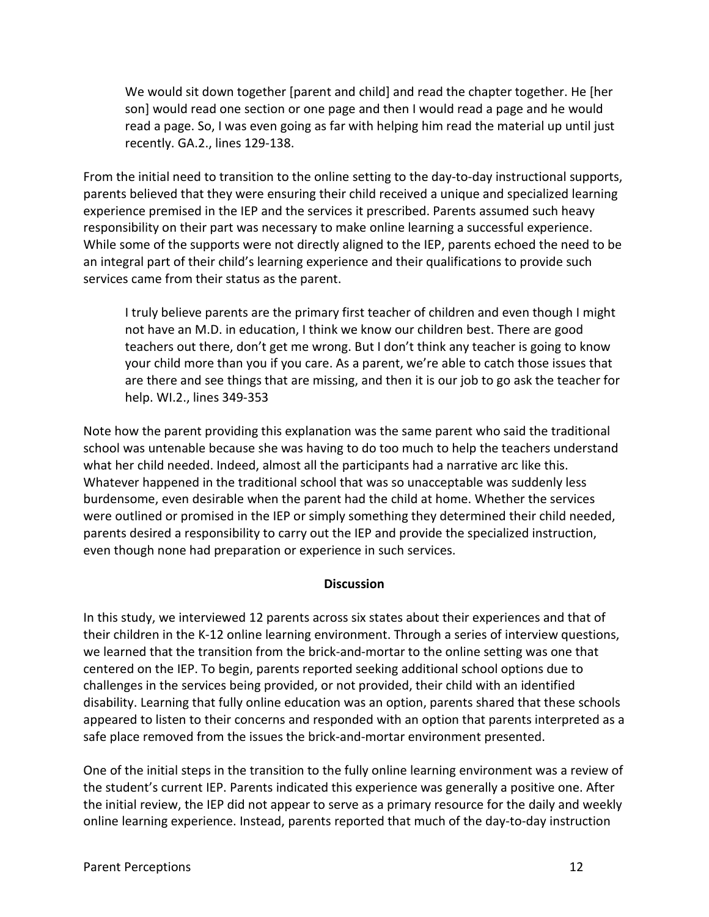> We would sit down together [parent and child] and read the chapter together. He [her son] would read one section or one page and then I would read a page and he would read a page. So, I was even going as far with helping him read the material up until just recently. GA.2., lines 129-138.

From the initial need to transition to the online setting to the day-to-day instructional supports, parents believed that they were ensuring their child received a unique and specialized learning experience premised in the IEP and the services it prescribed. Parents assumed such heavy responsibility on their part was necessary to make online learning a successful experience. While some of the supports were not directly aligned to the IEP, parents echoed the need to be an integral part of their child's learning experience and their qualifications to provide such services came from their status as the parent.

> I truly believe parents are the primary first teacher of children and even though I might not have an M.D. in education, I think we know our children best. There are good teachers out there, don't get me wrong. But I don't think any teacher is going to know your child more than you if you care. As a parent, we're able to catch those issues that are there and see things that are missing, and then it is our job to go ask the teacher for help. WI.2., lines 349-353

Note how the parent providing this explanation was the same parent who said the traditional school was untenable because she was having to do too much to help the teachers understand what her child needed. Indeed, almost all the participants had a narrative arc like this. Whatever happened in the traditional school that was so unacceptable was suddenly less burdensome, even desirable when the parent had the child at home. Whether the services were outlined or promised in the IEP or simply something they determined their child needed, parents desired a responsibility to carry out the IEP and provide the specialized instruction, even though none had preparation or experience in such services.

## Discussion

In this study, we interviewed 12 parents across six states about their experiences and that of their children in the K-12 online learning environment. Through a series of interview questions, we learned that the transition from the brick-and-mortar to the online setting was one that centered on the IEP. To begin, parents reported seeking additional school options due to challenges in the services being provided, or not provided, their child with an identified disability. Learning that fully online education was an option, parents shared that these schools appeared to listen to their concerns and responded with an option that parents interpreted as a safe place removed from the issues the brick-and-mortar environment presented.

One of the initial steps in the transition to the fully online learning environment was a review of the student's current IEP. Parents indicated this experience was generally a positive one. After the initial review, the IEP did not appear to serve as a primary resource for the daily and weekly online learning experience. Instead, parents reported that much of the day-to-day instruction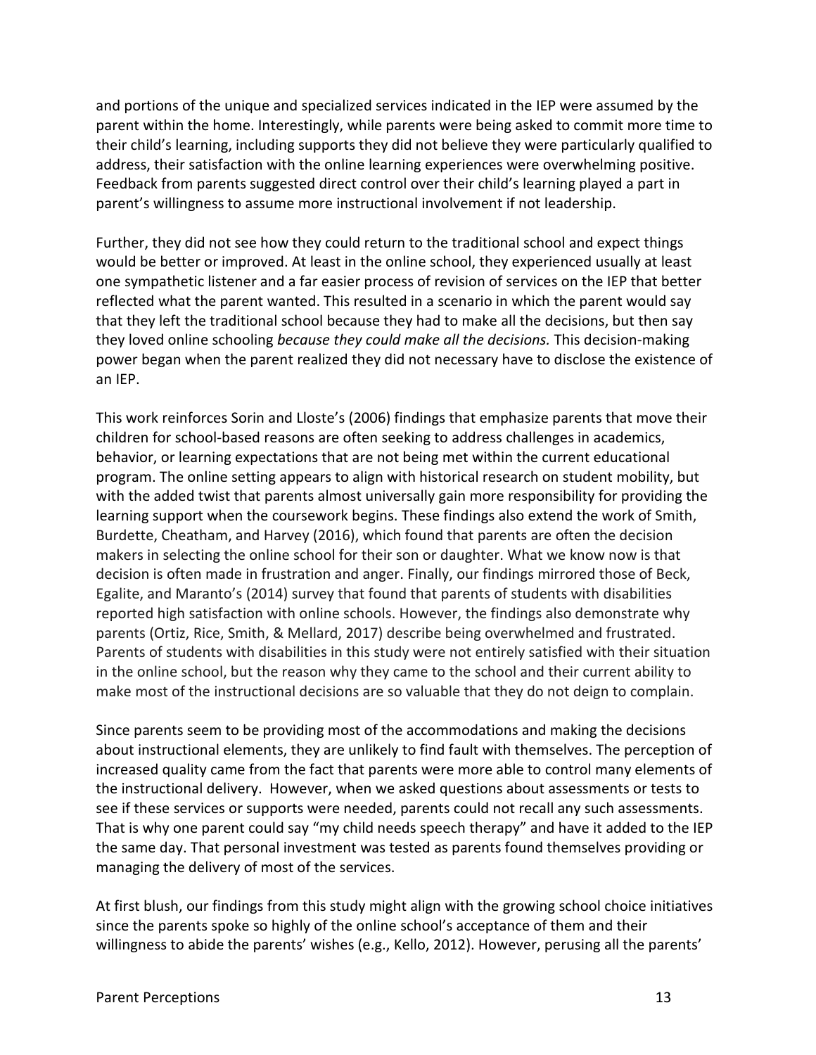and portions of the unique and specialized services indicated in the IEP were assumed by the parent within the home. Interestingly, while parents were being asked to commit more time to their child's learning, including supports they did not believe they were particularly qualified to address, their satisfaction with the online learning experiences were overwhelming positive. Feedback from parents suggested direct control over their child's learning played a part in parent's willingness to assume more instructional involvement if not leadership.

Further, they did not see how they could return to the traditional school and expect things would be better or improved. At least in the online school, they experienced usually at least one sympathetic listener and a far easier process of revision of services on the IEP that better reflected what the parent wanted. This resulted in a scenario in which the parent would say that they left the traditional school because they had to make all the decisions, but then say they loved online schooling *because they could make all the decisions.* This decision-making power began when the parent realized they did not necessary have to disclose the existence of an IEP.

This work reinforces Sorin and Lloste's (2006) findings that emphasize parents that move their children for school-based reasons are often seeking to address challenges in academics, behavior, or learning expectations that are not being met within the current educational program. The online setting appears to align with historical research on student mobility, but with the added twist that parents almost universally gain more responsibility for providing the learning support when the coursework begins. These findings also extend the work of Smith, Burdette, Cheatham, and Harvey (2016), which found that parents are often the decision makers in selecting the online school for their son or daughter. What we know now is that decision is often made in frustration and anger. Finally, our findings mirrored those of Beck, Egalite, and Maranto's (2014) survey that found that parents of students with disabilities reported high satisfaction with online schools. However, the findings also demonstrate why parents (Ortiz, Rice, Smith, & Mellard, 2017) describe being overwhelmed and frustrated. Parents of students with disabilities in this study were not entirely satisfied with their situation in the online school, but the reason why they came to the school and their current ability to make most of the instructional decisions are so valuable that they do not deign to complain.

Since parents seem to be providing most of the accommodations and making the decisions about instructional elements, they are unlikely to find fault with themselves. The perception of increased quality came from the fact that parents were more able to control many elements of the instructional delivery. However, when we asked questions about assessments or tests to see if these services or supports were needed, parents could not recall any such assessments. That is why one parent could say "my child needs speech therapy" and have it added to the IEP the same day. That personal investment was tested as parents found themselves providing or managing the delivery of most of the services.

At first blush, our findings from this study might align with the growing school choice initiatives since the parents spoke so highly of the online school's acceptance of them and their willingness to abide the parents' wishes (e.g., Kello, 2012). However, perusing all the parents'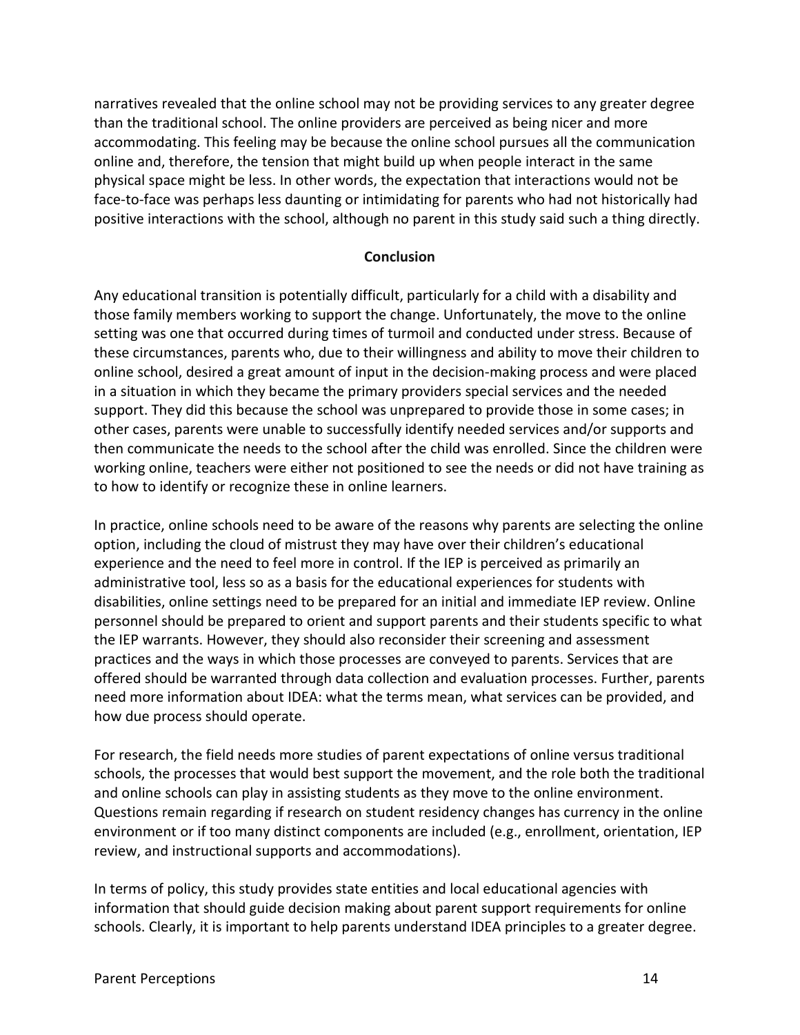narratives revealed that the online school may not be providing services to any greater degree than the traditional school. The online providers are perceived as being nicer and more accommodating. This feeling may be because the online school pursues all the communication online and, therefore, the tension that might build up when people interact in the same physical space might be less. In other words, the expectation that interactions would not be face-to-face was perhaps less daunting or intimidating for parents who had not historically had positive interactions with the school, although no parent in this study said such a thing directly.

## Conclusion

Any educational transition is potentially difficult, particularly for a child with a disability and those family members working to support the change. Unfortunately, the move to the online setting was one that occurred during times of turmoil and conducted under stress. Because of these circumstances, parents who, due to their willingness and ability to move their children to online school, desired a great amount of input in the decision-making process and were placed in a situation in which they became the primary providers special services and the needed support. They did this because the school was unprepared to provide those in some cases; in other cases, parents were unable to successfully identify needed services and/or supports and then communicate the needs to the school after the child was enrolled. Since the children were working online, teachers were either not positioned to see the needs or did not have training as to how to identify or recognize these in online learners.

In practice, online schools need to be aware of the reasons why parents are selecting the online option, including the cloud of mistrust they may have over their children's educational experience and the need to feel more in control. If the IEP is perceived as primarily an administrative tool, less so as a basis for the educational experiences for students with disabilities, online settings need to be prepared for an initial and immediate IEP review. Online personnel should be prepared to orient and support parents and their students specific to what the IEP warrants. However, they should also reconsider their screening and assessment practices and the ways in which those processes are conveyed to parents. Services that are offered should be warranted through data collection and evaluation processes. Further, parents need more information about IDEA: what the terms mean, what services can be provided, and how due process should operate.

For research, the field needs more studies of parent expectations of online versus traditional schools, the processes that would best support the movement, and the role both the traditional and online schools can play in assisting students as they move to the online environment. Questions remain regarding if research on student residency changes has currency in the online environment or if too many distinct components are included (e.g., enrollment, orientation, IEP review, and instructional supports and accommodations).

In terms of policy, this study provides state entities and local educational agencies with information that should guide decision making about parent support requirements for online schools. Clearly, it is important to help parents understand IDEA principles to a greater degree.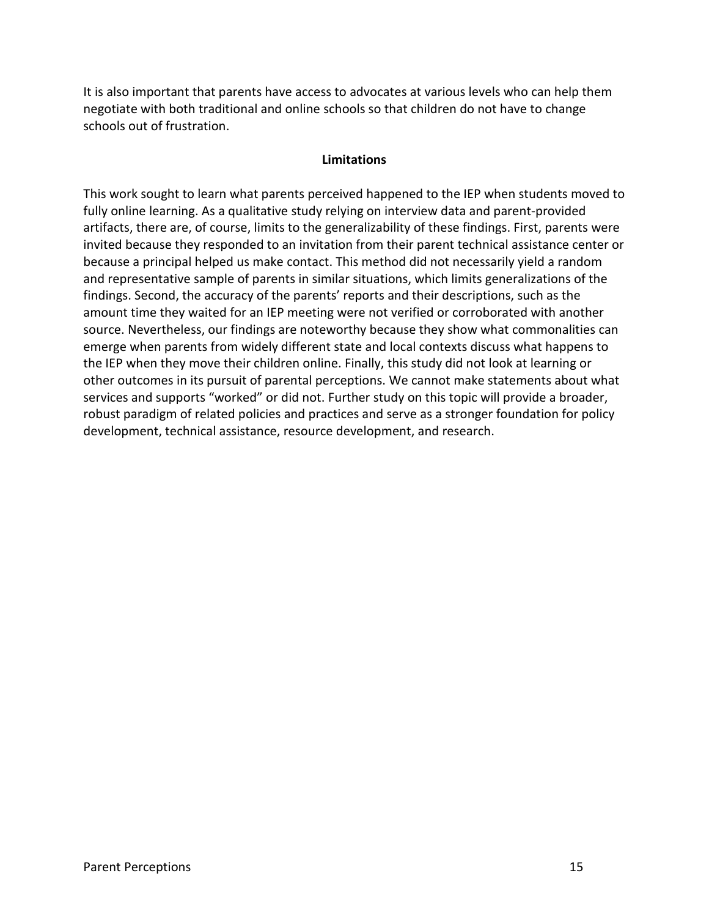It is also important that parents have access to advocates at various levels who can help them negotiate with both traditional and online schools so that children do not have to change schools out of frustration.

## Limitations

This work sought to learn what parents perceived happened to the IEP when students moved to fully online learning. As a qualitative study relying on interview data and parent-provided artifacts, there are, of course, limits to the generalizability of these findings. First, parents were invited because they responded to an invitation from their parent technical assistance center or because a principal helped us make contact. This method did not necessarily yield a random and representative sample of parents in similar situations, which limits generalizations of the findings. Second, the accuracy of the parents' reports and their descriptions, such as the amount time they waited for an IEP meeting were not verified or corroborated with another source. Nevertheless, our findings are noteworthy because they show what commonalities can emerge when parents from widely different state and local contexts discuss what happens to the IEP when they move their children online. Finally, this study did not look at learning or other outcomes in its pursuit of parental perceptions. We cannot make statements about what services and supports "worked" or did not. Further study on this topic will provide a broader, robust paradigm of related policies and practices and serve as a stronger foundation for policy development, technical assistance, resource development, and research.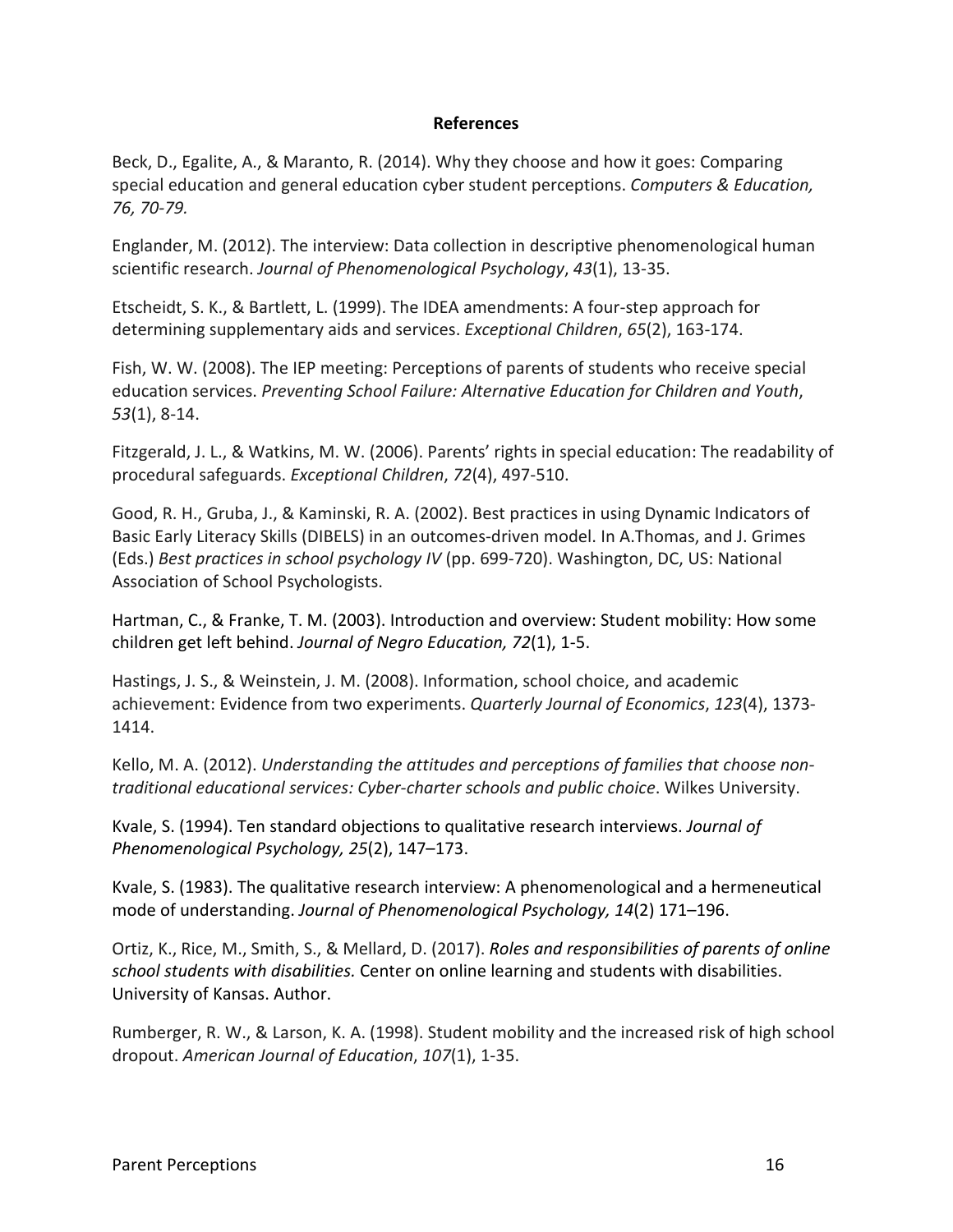## References

Beck, D., Egalite, A., & Maranto, R. (2014). Why they choose and how it goes: Comparing special education and general education cyber student perceptions. *Computers & Education, 76, 70-79.*

Englander, M. (2012). The interview: Data collection in descriptive phenomenological human scientific research. *Journal of Phenomenological Psychology*, *43*(1), 13-35.

Etscheidt, S. K., & Bartlett, L. (1999). The IDEA amendments: A four-step approach for determining supplementary aids and services. *Exceptional Children*, *65*(2), 163-174.

Fish, W. W. (2008). The IEP meeting: Perceptions of parents of students who receive special education services. *Preventing School Failure: Alternative Education for Children and Youth*, *53*(1), 8-14.

Fitzgerald, J. L., & Watkins, M. W. (2006). Parents' rights in special education: The readability of procedural safeguards. *Exceptional Children*, *72*(4), 497-510.

Good, R. H., Gruba, J., & Kaminski, R. A. (2002). Best practices in using Dynamic Indicators of Basic Early Literacy Skills (DIBELS) in an outcomes-driven model. In A.Thomas, and J. Grimes (Eds.) *Best practices in school psychology IV* (pp. 699-720). Washington, DC, US: National Association of School Psychologists.

Hartman, C., & Franke, T. M. (2003). Introduction and overview: Student mobility: How some children get left behind. *Journal of Negro Education, 72*(1), 1-5.

Hastings, J. S., & Weinstein, J. M. (2008). Information, school choice, and academic achievement: Evidence from two experiments. *Quarterly Journal of Economics*, *123*(4), 1373-1414.

Kello, M. A. (2012). *Understanding the attitudes and perceptions of families that choose non-traditional educational services: Cyber-charter schools and public choice*. Wilkes University.

Kvale, S. (1994). Ten standard objections to qualitative research interviews. *Journal of Phenomenological Psychology, 25*(2), 147–173.

Kvale, S. (1983). The qualitative research interview: A phenomenological and a hermeneutical mode of understanding. *Journal of Phenomenological Psychology, 14*(2) 171–196.

Ortiz, K., Rice, M., Smith, S., & Mellard, D. (2017). *Roles and responsibilities of parents of online school students with disabilities.* Center on online learning and students with disabilities. University of Kansas. Author.

Rumberger, R. W., & Larson, K. A. (1998). Student mobility and the increased risk of high school dropout. *American Journal of Education*, *107*(1), 1-35.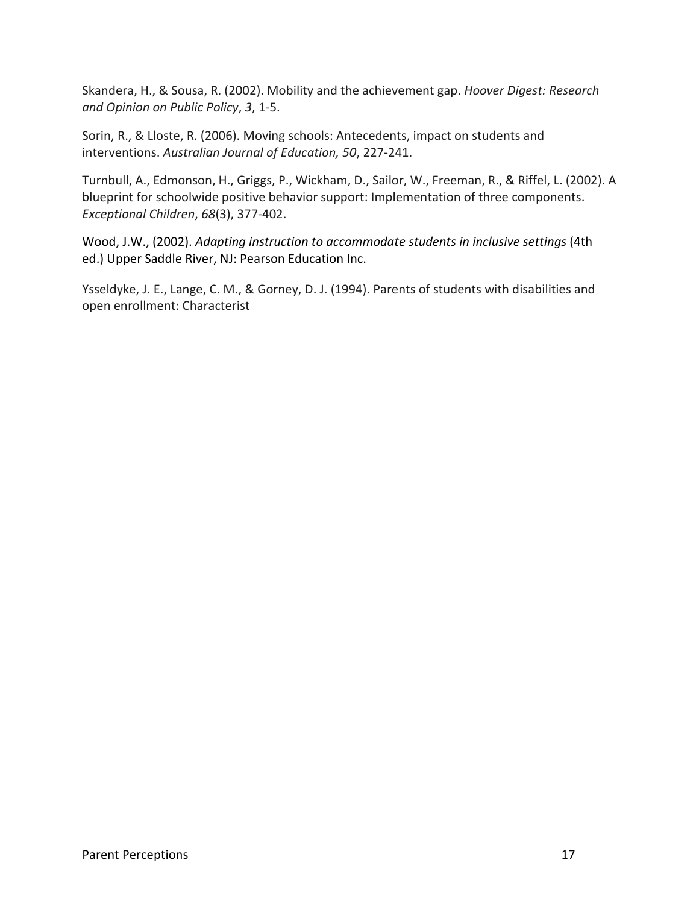Skandera, H., & Sousa, R. (2002). Mobility and the achievement gap. *Hoover Digest: Research and Opinion on Public Policy*, *3*, 1-5.

Sorin, R., & Lloste, R. (2006). Moving schools: Antecedents, impact on students and interventions. *Australian Journal of Education, 50*, 227-241.

Turnbull, A., Edmonson, H., Griggs, P., Wickham, D., Sailor, W., Freeman, R., & Riffel, L. (2002). A blueprint for schoolwide positive behavior support: Implementation of three components. *Exceptional Children*, *68*(3), 377-402.

Wood, J.W., (2002). *Adapting instruction to accommodate students in inclusive settings* (4th ed.) Upper Saddle River, NJ: Pearson Education Inc.

Ysseldyke, J. E., Lange, C. M., & Gorney, D. J. (1994). Parents of students with disabilities and open enrollment: Characterist